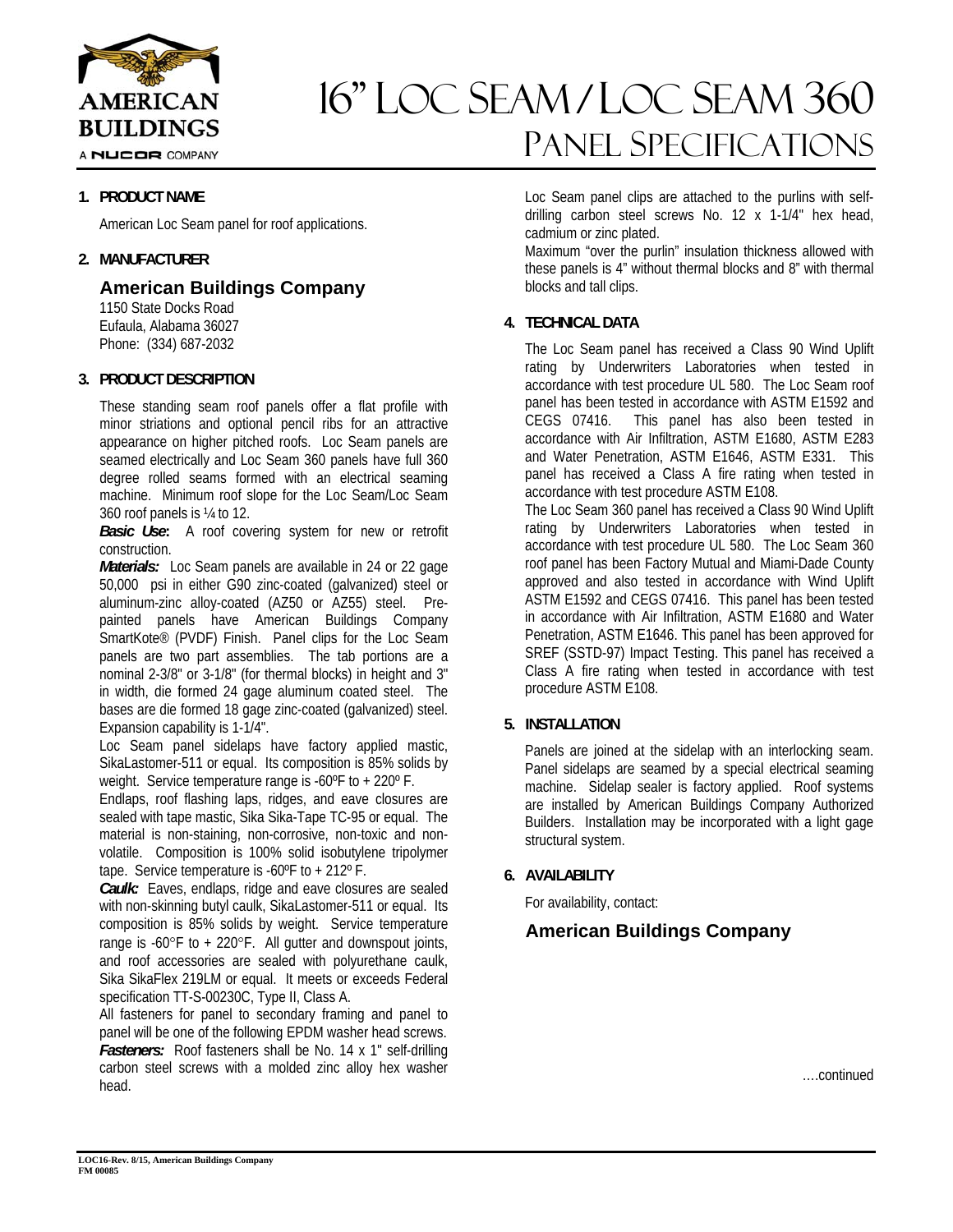# 16" Loc Seam / Loc Seam 360
## Panel Specifications

AMERICAN BUILDINGS
A NUCOR COMPANY

### 1. PRODUCT NAME

American Loc Seam panel for roof applications.

### 2. MANUFACTURER

**American Buildings Company**
1150 State Docks Road
Eufaula, Alabama 36027
Phone: (334) 687-2032

### 3. PRODUCT DESCRIPTION

These standing seam roof panels offer a flat profile with minor striations and optional pencil ribs for an attractive appearance on higher pitched roofs. Loc Seam panels are seamed electrically and Loc Seam 360 panels have full 360 degree rolled seams formed with an electrical seaming machine. Minimum roof slope for the Loc Seam/Loc Seam 360 roof panels is ¼ to 12.

***Basic Use*:** A roof covering system for new or retrofit construction.

***Materials:*** Loc Seam panels are available in 24 or 22 gage 50,000 psi in either G90 zinc-coated (galvanized) steel or aluminum-zinc alloy-coated (AZ50 or AZ55) steel. Pre-painted panels have American Buildings Company SmartKote® (PVDF) Finish. Panel clips for the Loc Seam panels are two part assemblies. The tab portions are a nominal 2-3/8" or 3-1/8" (for thermal blocks) in height and 3" in width, die formed 24 gage aluminum coated steel. The bases are die formed 18 gage zinc-coated (galvanized) steel. Expansion capability is 1-1/4".

Loc Seam panel sidelaps have factory applied mastic, SikaLastomer-511 or equal. Its composition is 85% solids by weight. Service temperature range is -60ºF to + 220º F.

Endlaps, roof flashing laps, ridges, and eave closures are sealed with tape mastic, Sika Sika-Tape TC-95 or equal. The material is non-staining, non-corrosive, non-toxic and non-volatile. Composition is 100% solid isobutylene tripolymer tape. Service temperature is -60ºF to + 212º F.

***Caulk:*** Eaves, endlaps, ridge and eave closures are sealed with non-skinning butyl caulk, SikaLastomer-511 or equal. Its composition is 85% solids by weight. Service temperature range is -60°F to + 220°F. All gutter and downspout joints, and roof accessories are sealed with polyurethane caulk, Sika SikaFlex 219LM or equal. It meets or exceeds Federal specification TT-S-00230C, Type II, Class A.

All fasteners for panel to secondary framing and panel to panel will be one of the following EPDM washer head screws.

***Fasteners:*** Roof fasteners shall be No. 14 x 1" self-drilling carbon steel screws with a molded zinc alloy hex washer head.

Loc Seam panel clips are attached to the purlins with self-drilling carbon steel screws No. 12 x 1-1/4" hex head, cadmium or zinc plated.

Maximum "over the purlin" insulation thickness allowed with these panels is 4" without thermal blocks and 8" with thermal blocks and tall clips.

### 4. TECHNICAL DATA

The Loc Seam panel has received a Class 90 Wind Uplift rating by Underwriters Laboratories when tested in accordance with test procedure UL 580. The Loc Seam roof panel has been tested in accordance with ASTM E1592 and CEGS 07416. This panel has also been tested in accordance with Air Infiltration, ASTM E1680, ASTM E283 and Water Penetration, ASTM E1646, ASTM E331. This panel has received a Class A fire rating when tested in accordance with test procedure ASTM E108.

The Loc Seam 360 panel has received a Class 90 Wind Uplift rating by Underwriters Laboratories when tested in accordance with test procedure UL 580. The Loc Seam 360 roof panel has been Factory Mutual and Miami-Dade County approved and also tested in accordance with Wind Uplift ASTM E1592 and CEGS 07416. This panel has been tested in accordance with Air Infiltration, ASTM E1680 and Water Penetration, ASTM E1646. This panel has been approved for SREF (SSTD-97) Impact Testing. This panel has received a Class A fire rating when tested in accordance with test procedure ASTM E108.

### 5. INSTALLATION

Panels are joined at the sidelap with an interlocking seam. Panel sidelaps are seamed by a special electrical seaming machine. Sidelap sealer is factory applied. Roof systems are installed by American Buildings Company Authorized Builders. Installation may be incorporated with a light gage structural system.

### 6. AVAILABILITY

For availability, contact:

**American Buildings Company**

….continued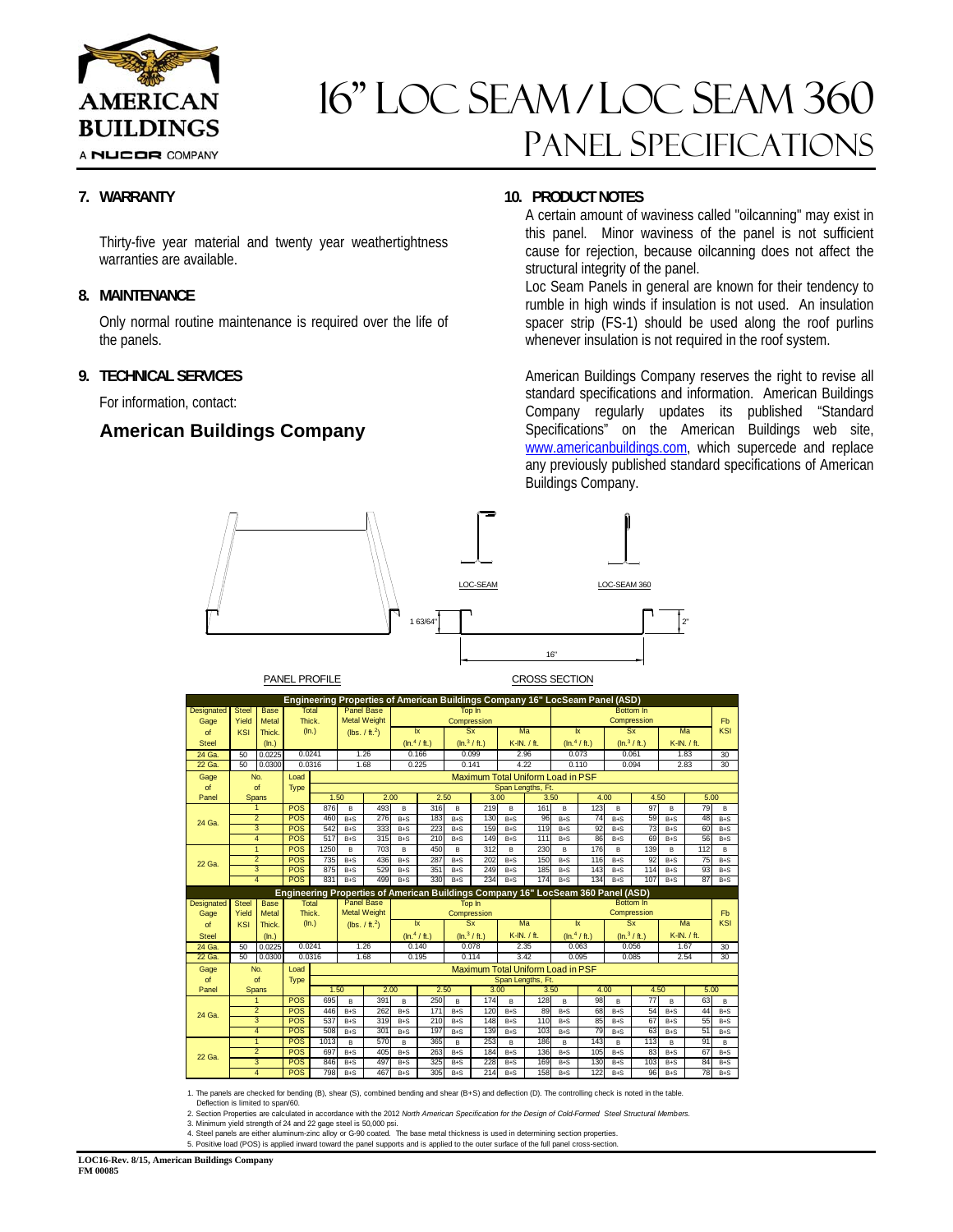# 16" Loc Seam / Loc Seam 360 Panel Specifications

## 7. WARRANTY

Thirty-five year material and twenty year weathertightness warranties are available.

## 8. MAINTENANCE

Only normal routine maintenance is required over the life of the panels.

## 9. TECHNICAL SERVICES

For information, contact:

**American Buildings Company**

## 10. PRODUCT NOTES

A certain amount of waviness called "oilcanning" may exist in this panel. Minor waviness of the panel is not sufficient cause for rejection, because oilcanning does not affect the structural integrity of the panel.

Loc Seam Panels in general are known for their tendency to rumble in high winds if insulation is not used. An insulation spacer strip (FS-1) should be used along the roof purlins whenever insulation is not required in the roof system.

American Buildings Company reserves the right to revise all standard specifications and information. American Buildings Company regularly updates its published "Standard Specifications" on the American Buildings web site, www.americanbuildings.com, which supercede and replace any previously published standard specifications of American Buildings Company.

LOC-SEAM

LOC-SEAM 360

1 63/64"

2"

16"

PANEL PROFILE

CROSS SECTION

**Engineering Properties of American Buildings Company 16" LocSeam Panel (ASD)**

| Designated Gage of Steel | Steel Yield KSI | Base Metal Thick. (In.) | Total Thick. (In.) | Panel Base Metal Weight (lbs. / ft.$^2$) | Top In Compression Ix (In.$^4$ / ft.) | Top In Compression Sx (In.$^3$ / ft.) | Top In Compression Ma K-IN. / ft. | Bottom In Compression Ix (In.$^4$ / ft.) | Bottom In Compression Sx (In.$^3$ / ft.) | Bottom In Compression Ma K-IN. / ft. | Fb KSI |
|---|---|---|---|---|---|---|---|---|---|---|---|
| 24 Ga. | 50 | 0.0225 | 0.0241 | 1.26 | 0.166 | 0.099 | 2.96 | 0.073 | 0.061 | 1.83 | 30 |
| 22 Ga. | 50 | 0.0300 | 0.0316 | 1.68 | 0.225 | 0.141 | 4.22 | 0.110 | 0.094 | 2.83 | 30 |

Maximum Total Uniform Load in PSF — Span Lengths, Ft.

| Gage of Panel | No. of Spans | Load Type | 1.50 | | 2.00 | | 2.50 | | 3.00 | | 3.50 | | 4.00 | | 4.50 | | 5.00 | |
|---|---|---|---|---|---|---|---|---|---|---|---|---|---|---|---|---|---|---|
| 24 Ga. | 1 | POS | 876 | B | 493 | B | 316 | B | 219 | B | 161 | B | 123 | B | 97 | B | 79 | B |
| | 2 | POS | 460 | B+S | 276 | B+S | 183 | B+S | 130 | B+S | 96 | B+S | 74 | B+S | 59 | B+S | 48 | B+S |
| | 3 | POS | 542 | B+S | 333 | B+S | 223 | B+S | 159 | B+S | 119 | B+S | 92 | B+S | 73 | B+S | 60 | B+S |
| | 4 | POS | 517 | B+S | 315 | B+S | 210 | B+S | 149 | B+S | 111 | B+S | 86 | B+S | 69 | B+S | 56 | B+S |
| 22 Ga. | 1 | POS | 1250 | B | 703 | B | 450 | B | 312 | B | 230 | B | 176 | B | 139 | B | 112 | B |
| | 2 | POS | 735 | B+S | 436 | B+S | 287 | B+S | 202 | B+S | 150 | B+S | 116 | B+S | 92 | B+S | 75 | B+S |
| | 3 | POS | 875 | B+S | 529 | B+S | 351 | B+S | 249 | B+S | 185 | B+S | 143 | B+S | 114 | B+S | 93 | B+S |
| | 4 | POS | 831 | B+S | 499 | B+S | 330 | B+S | 234 | B+S | 174 | B+S | 134 | B+S | 107 | B+S | 87 | B+S |

**Engineering Properties of American Buildings Company 16" LocSeam 360 Panel (ASD)**

| Designated Gage of Steel | Steel Yield KSI | Base Metal Thick. (In.) | Total Thick. (In.) | Panel Base Metal Weight (lbs. / ft.$^2$) | Top In Compression Ix (In.$^4$ / ft.) | Top In Compression Sx (In.$^3$ / ft.) | Top In Compression Ma K-IN. / ft. | Bottom In Compression Ix (In.$^4$ / ft.) | Bottom In Compression Sx (In.$^3$ / ft.) | Bottom In Compression Ma K-IN. / ft. | Fb KSI |
|---|---|---|---|---|---|---|---|---|---|---|---|
| 24 Ga. | 50 | 0.0225 | 0.0241 | 1.26 | 0.140 | 0.078 | 2.35 | 0.063 | 0.056 | 1.67 | 30 |
| 22 Ga. | 50 | 0.0300 | 0.0316 | 1.68 | 0.195 | 0.114 | 3.42 | 0.095 | 0.085 | 2.54 | 30 |

Maximum Total Uniform Load in PSF — Span Lengths, Ft.

| Gage of Panel | No. of Spans | Load Type | 1.50 | | 2.00 | | 2.50 | | 3.00 | | 3.50 | | 4.00 | | 4.50 | | 5.00 | |
|---|---|---|---|---|---|---|---|---|---|---|---|---|---|---|---|---|---|---|
| 24 Ga. | 1 | POS | 695 | B | 391 | B | 250 | B | 174 | B | 128 | B | 98 | B | 77 | B | 63 | B |
| | 2 | POS | 446 | B+S | 262 | B+S | 171 | B+S | 120 | B+S | 89 | B+S | 68 | B+S | 54 | B+S | 44 | B+S |
| | 3 | POS | 537 | B+S | 319 | B+S | 210 | B+S | 148 | B+S | 110 | B+S | 85 | B+S | 67 | B+S | 55 | B+S |
| | 4 | POS | 508 | B+S | 301 | B+S | 197 | B+S | 139 | B+S | 103 | B+S | 79 | B+S | 63 | B+S | 51 | B+S |
| 22 Ga. | 1 | POS | 1013 | B | 570 | B | 365 | B | 253 | B | 186 | B | 143 | B | 113 | B | 91 | B |
| | 2 | POS | 697 | B+S | 405 | B+S | 263 | B+S | 184 | B+S | 136 | B+S | 105 | B+S | 83 | B+S | 67 | B+S |
| | 3 | POS | 846 | B+S | 497 | B+S | 325 | B+S | 228 | B+S | 169 | B+S | 130 | B+S | 103 | B+S | 84 | B+S |
| | 4 | POS | 798 | B+S | 467 | B+S | 305 | B+S | 214 | B+S | 158 | B+S | 122 | B+S | 96 | B+S | 78 | B+S |

1. The panels are checked for bending (B), shear (S), combined bending and shear (B+S) and deflection (D). The controlling check is noted in the table. Deflection is limited to span/60.
2. Section Properties are calculated in accordance with the 2012 *North American Specification for the Design of Cold-Formed Steel Structural Members.*
3. Minimum yield strength of 24 and 22 gage steel is 50,000 psi.
4. Steel panels are either aluminum-zinc alloy or G-90 coated. The base metal thickness is used in determining section properties.
5. Positive load (POS) is applied inward toward the panel supports and is applied to the outer surface of the full panel cross-section.

**LOC16-Rev. 8/15, American Buildings Company**
**FM 00085**